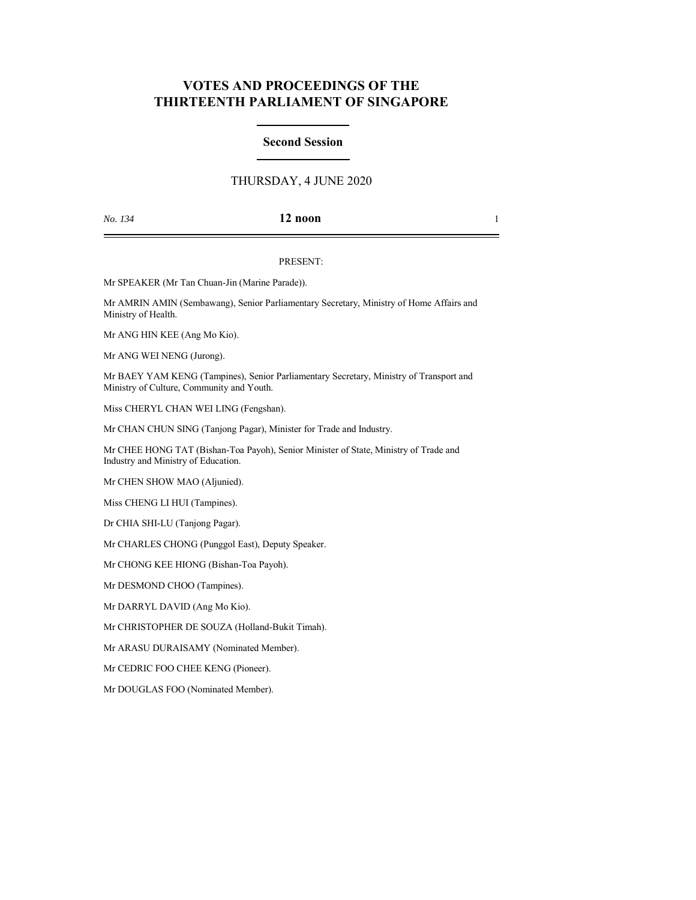# VOTES AND PROCEEDINGS OF THE THIRTEENTH PARLIAMENT OF SINGAPORE

## Second Session

THURSDAY, 4 JUNE 2020

*No. 134* **12 noon**

PRESENT:

Mr SPEAKER (Mr Tan Chuan-Jin (Marine Parade)).

Mr AMRIN AMIN (Sembawang), Senior Parliamentary Secretary, Ministry of Home Affairs and Ministry of Health.

Mr ANG HIN KEE (Ang Mo Kio).

Mr ANG WEI NENG (Jurong).

Mr BAEY YAM KENG (Tampines), Senior Parliamentary Secretary, Ministry of Transport and Ministry of Culture, Community and Youth.

Miss CHERYL CHAN WEI LING (Fengshan).

Mr CHAN CHUN SING (Tanjong Pagar), Minister for Trade and Industry.

Mr CHEE HONG TAT (Bishan-Toa Payoh), Senior Minister of State, Ministry of Trade and Industry and Ministry of Education.

Mr CHEN SHOW MAO (Aljunied).

Miss CHENG LI HUI (Tampines).

Dr CHIA SHI-LU (Tanjong Pagar).

Mr CHARLES CHONG (Punggol East), Deputy Speaker.

Mr CHONG KEE HIONG (Bishan-Toa Payoh).

Mr DESMOND CHOO (Tampines).

Mr DARRYL DAVID (Ang Mo Kio).

Mr CHRISTOPHER DE SOUZA (Holland-Bukit Timah).

Mr ARASU DURAISAMY (Nominated Member).

Mr CEDRIC FOO CHEE KENG (Pioneer).

Mr DOUGLAS FOO (Nominated Member).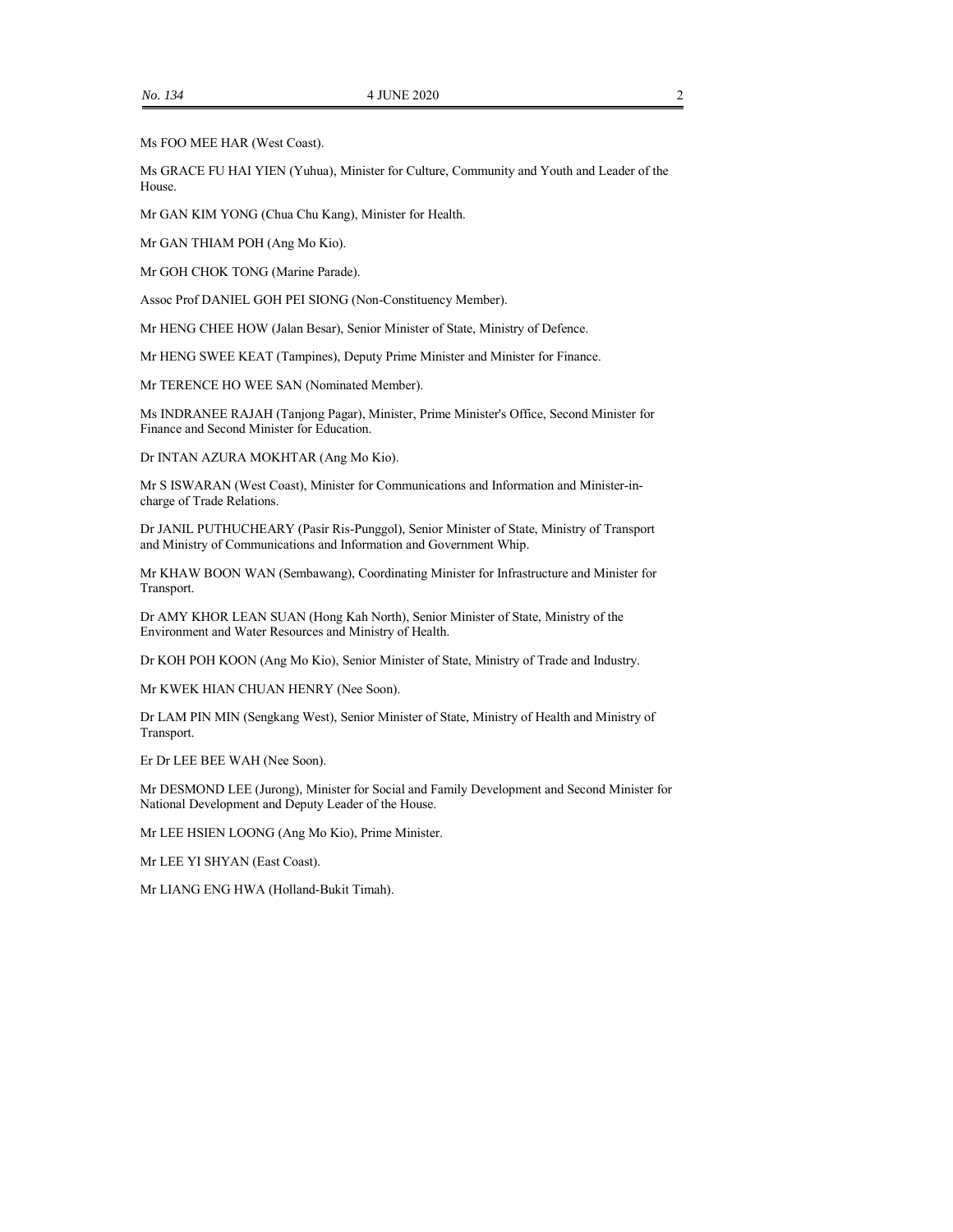Ms FOO MEE HAR (West Coast).

Ms GRACE FU HAI YIEN (Yuhua), Minister for Culture, Community and Youth and Leader of the House.

Mr GAN KIM YONG (Chua Chu Kang), Minister for Health.

Mr GAN THIAM POH (Ang Mo Kio).

Mr GOH CHOK TONG (Marine Parade).

Assoc Prof DANIEL GOH PEI SIONG (Non-Constituency Member).

Mr HENG CHEE HOW (Jalan Besar), Senior Minister of State, Ministry of Defence.

Mr HENG SWEE KEAT (Tampines), Deputy Prime Minister and Minister for Finance.

Mr TERENCE HO WEE SAN (Nominated Member).

Ms INDRANEE RAJAH (Tanjong Pagar), Minister, Prime Minister's Office, Second Minister for Finance and Second Minister for Education.

Dr INTAN AZURA MOKHTAR (Ang Mo Kio).

Mr S ISWARAN (West Coast), Minister for Communications and Information and Minister-in-charge of Trade Relations.

Dr JANIL PUTHUCHEARY (Pasir Ris-Punggol), Senior Minister of State, Ministry of Transport and Ministry of Communications and Information and Government Whip.

Mr KHAW BOON WAN (Sembawang), Coordinating Minister for Infrastructure and Minister for Transport.

Dr AMY KHOR LEAN SUAN (Hong Kah North), Senior Minister of State, Ministry of the Environment and Water Resources and Ministry of Health.

Dr KOH POH KOON (Ang Mo Kio), Senior Minister of State, Ministry of Trade and Industry.

Mr KWEK HIAN CHUAN HENRY (Nee Soon).

Dr LAM PIN MIN (Sengkang West), Senior Minister of State, Ministry of Health and Ministry of Transport.

Er Dr LEE BEE WAH (Nee Soon).

Mr DESMOND LEE (Jurong), Minister for Social and Family Development and Second Minister for National Development and Deputy Leader of the House.

Mr LEE HSIEN LOONG (Ang Mo Kio), Prime Minister.

Mr LEE YI SHYAN (East Coast).

Mr LIANG ENG HWA (Holland-Bukit Timah).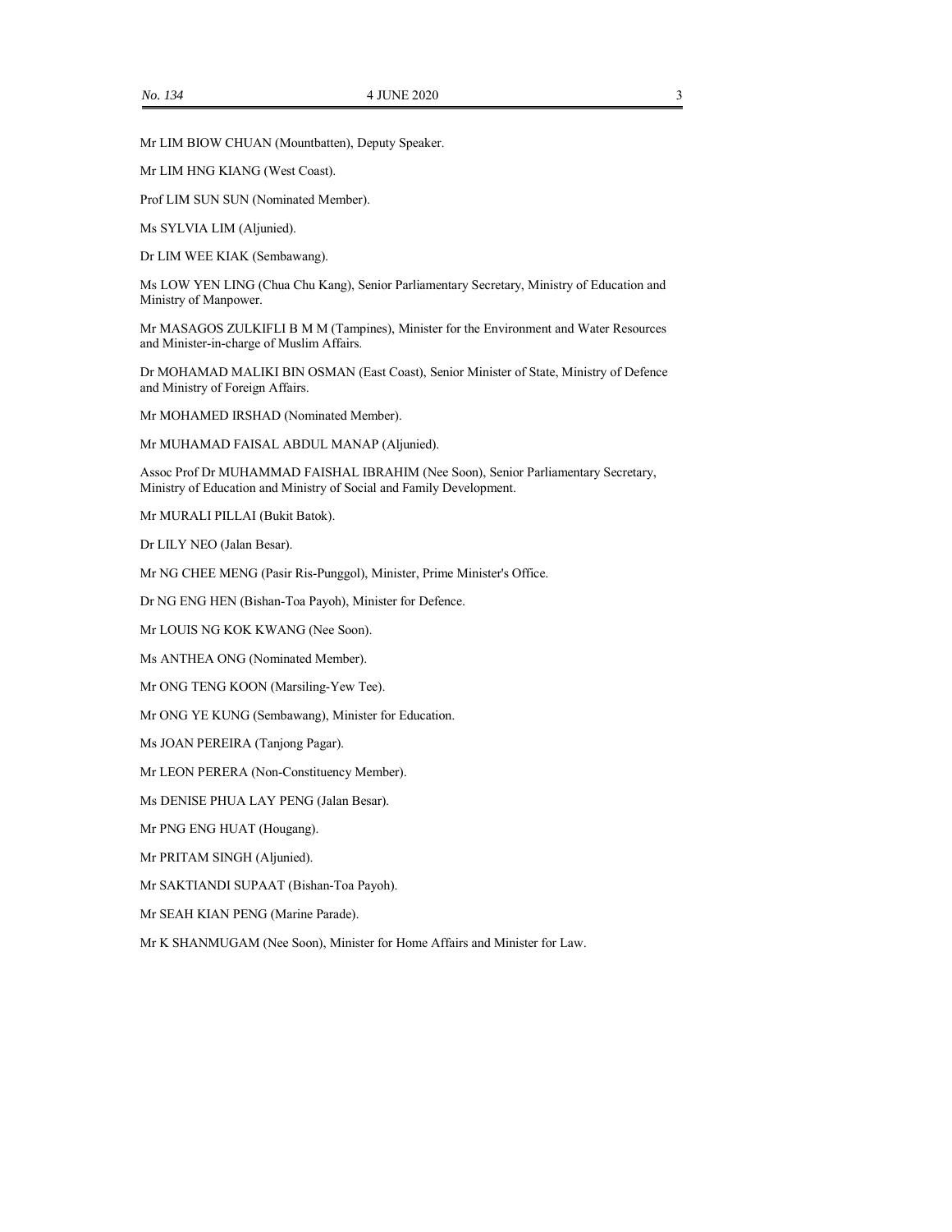Mr LIM BIOW CHUAN (Mountbatten), Deputy Speaker.

Mr LIM HNG KIANG (West Coast).

Prof LIM SUN SUN (Nominated Member).

Ms SYLVIA LIM (Aljunied).

Dr LIM WEE KIAK (Sembawang).

Ms LOW YEN LING (Chua Chu Kang), Senior Parliamentary Secretary, Ministry of Education and Ministry of Manpower.

Mr MASAGOS ZULKIFLI B M M (Tampines), Minister for the Environment and Water Resources and Minister-in-charge of Muslim Affairs.

Dr MOHAMAD MALIKI BIN OSMAN (East Coast), Senior Minister of State, Ministry of Defence and Ministry of Foreign Affairs.

Mr MOHAMED IRSHAD (Nominated Member).

Mr MUHAMAD FAISAL ABDUL MANAP (Aljunied).

Assoc Prof Dr MUHAMMAD FAISHAL IBRAHIM (Nee Soon), Senior Parliamentary Secretary, Ministry of Education and Ministry of Social and Family Development.

Mr MURALI PILLAI (Bukit Batok).

Dr LILY NEO (Jalan Besar).

Mr NG CHEE MENG (Pasir Ris-Punggol), Minister, Prime Minister's Office.

Dr NG ENG HEN (Bishan-Toa Payoh), Minister for Defence.

Mr LOUIS NG KOK KWANG (Nee Soon).

Ms ANTHEA ONG (Nominated Member).

Mr ONG TENG KOON (Marsiling-Yew Tee).

Mr ONG YE KUNG (Sembawang), Minister for Education.

Ms JOAN PEREIRA (Tanjong Pagar).

Mr LEON PERERA (Non-Constituency Member).

Ms DENISE PHUA LAY PENG (Jalan Besar).

Mr PNG ENG HUAT (Hougang).

Mr PRITAM SINGH (Aljunied).

Mr SAKTIANDI SUPAAT (Bishan-Toa Payoh).

Mr SEAH KIAN PENG (Marine Parade).

Mr K SHANMUGAM (Nee Soon), Minister for Home Affairs and Minister for Law.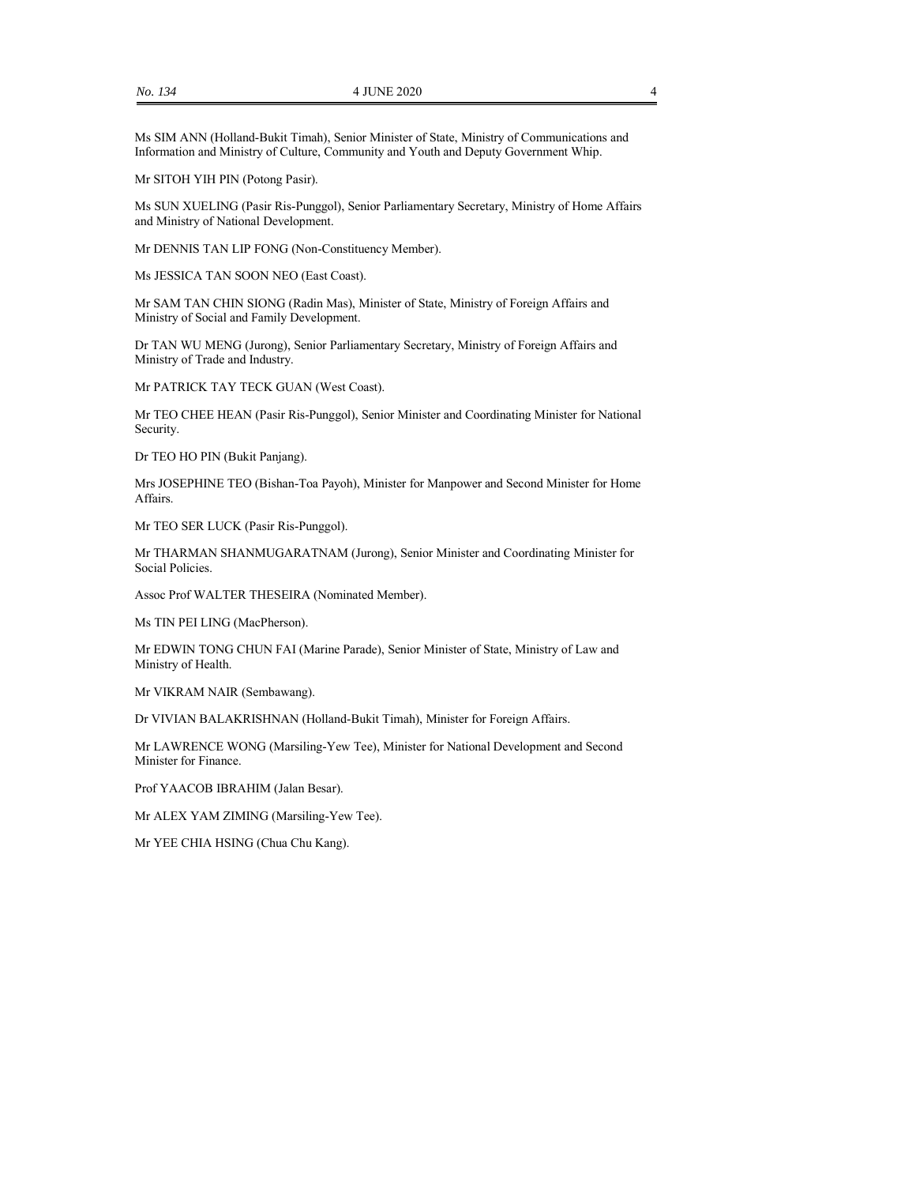Ms SIM ANN (Holland-Bukit Timah), Senior Minister of State, Ministry of Communications and Information and Ministry of Culture, Community and Youth and Deputy Government Whip.

Mr SITOH YIH PIN (Potong Pasir).

Ms SUN XUELING (Pasir Ris-Punggol), Senior Parliamentary Secretary, Ministry of Home Affairs and Ministry of National Development.

Mr DENNIS TAN LIP FONG (Non-Constituency Member).

Ms JESSICA TAN SOON NEO (East Coast).

Mr SAM TAN CHIN SIONG (Radin Mas), Minister of State, Ministry of Foreign Affairs and Ministry of Social and Family Development.

Dr TAN WU MENG (Jurong), Senior Parliamentary Secretary, Ministry of Foreign Affairs and Ministry of Trade and Industry.

Mr PATRICK TAY TECK GUAN (West Coast).

Mr TEO CHEE HEAN (Pasir Ris-Punggol), Senior Minister and Coordinating Minister for National Security.

Dr TEO HO PIN (Bukit Panjang).

Mrs JOSEPHINE TEO (Bishan-Toa Payoh), Minister for Manpower and Second Minister for Home Affairs.

Mr TEO SER LUCK (Pasir Ris-Punggol).

Mr THARMAN SHANMUGARATNAM (Jurong), Senior Minister and Coordinating Minister for Social Policies.

Assoc Prof WALTER THESEIRA (Nominated Member).

Ms TIN PEI LING (MacPherson).

Mr EDWIN TONG CHUN FAI (Marine Parade), Senior Minister of State, Ministry of Law and Ministry of Health.

Mr VIKRAM NAIR (Sembawang).

Dr VIVIAN BALAKRISHNAN (Holland-Bukit Timah), Minister for Foreign Affairs.

Mr LAWRENCE WONG (Marsiling-Yew Tee), Minister for National Development and Second Minister for Finance.

Prof YAACOB IBRAHIM (Jalan Besar).

Mr ALEX YAM ZIMING (Marsiling-Yew Tee).

Mr YEE CHIA HSING (Chua Chu Kang).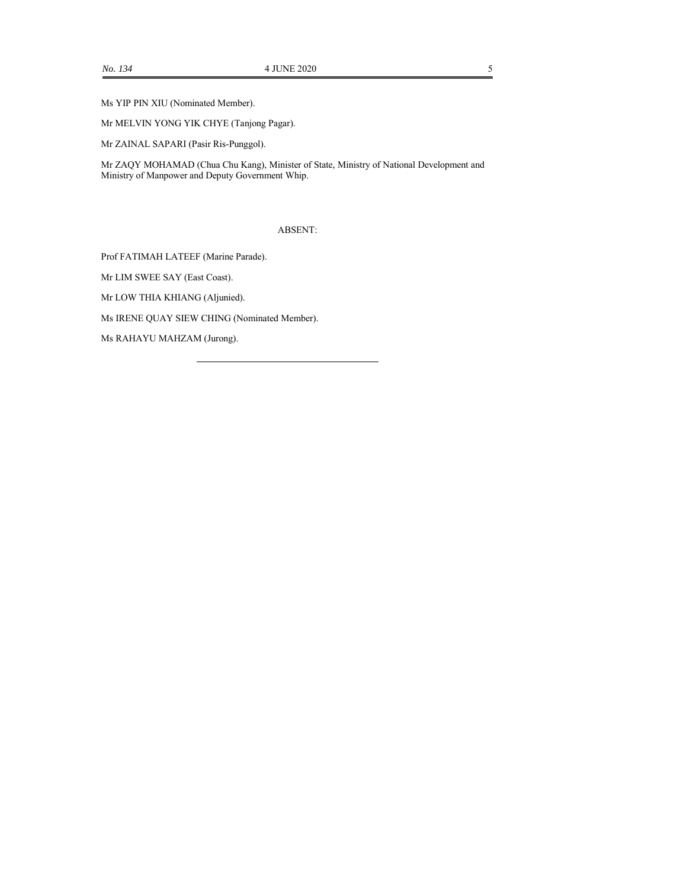Ms YIP PIN XIU (Nominated Member).

Mr MELVIN YONG YIK CHYE (Tanjong Pagar).

Mr ZAINAL SAPARI (Pasir Ris-Punggol).

Mr ZAQY MOHAMAD (Chua Chu Kang), Minister of State, Ministry of National Development and Ministry of Manpower and Deputy Government Whip.

ABSENT:

Prof FATIMAH LATEEF (Marine Parade).

Mr LIM SWEE SAY (East Coast).

Mr LOW THIA KHIANG (Aljunied).

Ms IRENE QUAY SIEW CHING (Nominated Member).

Ms RAHAYU MAHZAM (Jurong).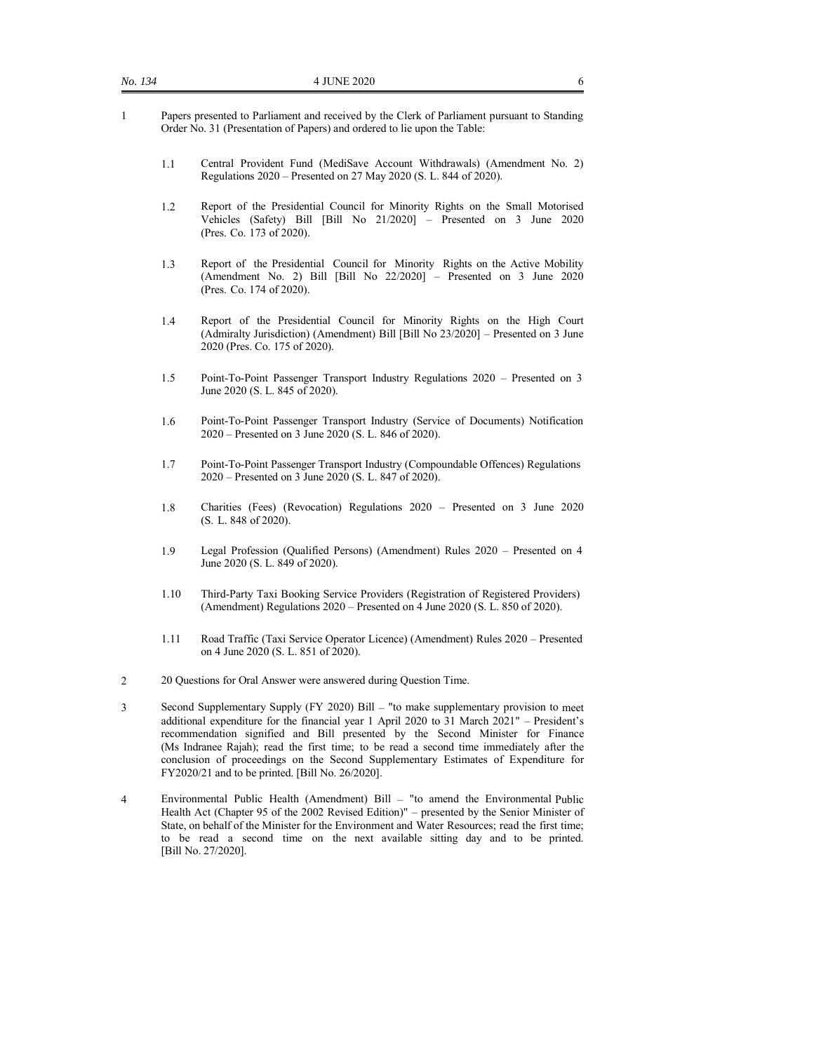1 Papers presented to Parliament and received by the Clerk of Parliament pursuant to Standing Order No. 31 (Presentation of Papers) and ordered to lie upon the Table:

1.1 Central Provident Fund (MediSave Account Withdrawals) (Amendment No. 2) Regulations 2020 – Presented on 27 May 2020 (S. L. 844 of 2020).

1.2 Report of the Presidential Council for Minority Rights on the Small Motorised Vehicles (Safety) Bill [Bill No 21/2020] – Presented on 3 June 2020 (Pres. Co. 173 of 2020).

1.3 Report of the Presidential Council for Minority Rights on the Active Mobility (Amendment No. 2) Bill [Bill No 22/2020] – Presented on 3 June 2020 (Pres. Co. 174 of 2020).

1.4 Report of the Presidential Council for Minority Rights on the High Court (Admiralty Jurisdiction) (Amendment) Bill [Bill No 23/2020] – Presented on 3 June 2020 (Pres. Co. 175 of 2020).

1.5 Point-To-Point Passenger Transport Industry Regulations 2020 – Presented on 3 June 2020 (S. L. 845 of 2020).

1.6 Point-To-Point Passenger Transport Industry (Service of Documents) Notification 2020 – Presented on 3 June 2020 (S. L. 846 of 2020).

1.7 Point-To-Point Passenger Transport Industry (Compoundable Offences) Regulations 2020 – Presented on 3 June 2020 (S. L. 847 of 2020).

1.8 Charities (Fees) (Revocation) Regulations 2020 – Presented on 3 June 2020 (S. L. 848 of 2020).

1.9 Legal Profession (Qualified Persons) (Amendment) Rules 2020 – Presented on 4 June 2020 (S. L. 849 of 2020).

1.10 Third-Party Taxi Booking Service Providers (Registration of Registered Providers) (Amendment) Regulations 2020 – Presented on 4 June 2020 (S. L. 850 of 2020).

1.11 Road Traffic (Taxi Service Operator Licence) (Amendment) Rules 2020 – Presented on 4 June 2020 (S. L. 851 of 2020).

2 20 Questions for Oral Answer were answered during Question Time.

3 Second Supplementary Supply (FY 2020) Bill – "to make supplementary provision to meet additional expenditure for the financial year 1 April 2020 to 31 March 2021" – President's recommendation signified and Bill presented by the Second Minister for Finance (Ms Indranee Rajah); read the first time; to be read a second time immediately after the conclusion of proceedings on the Second Supplementary Estimates of Expenditure for FY2020/21 and to be printed. [Bill No. 26/2020].

4 Environmental Public Health (Amendment) Bill – "to amend the Environmental Public Health Act (Chapter 95 of the 2002 Revised Edition)" – presented by the Senior Minister of State, on behalf of the Minister for the Environment and Water Resources; read the first time; to be read a second time on the next available sitting day and to be printed. [Bill No. 27/2020].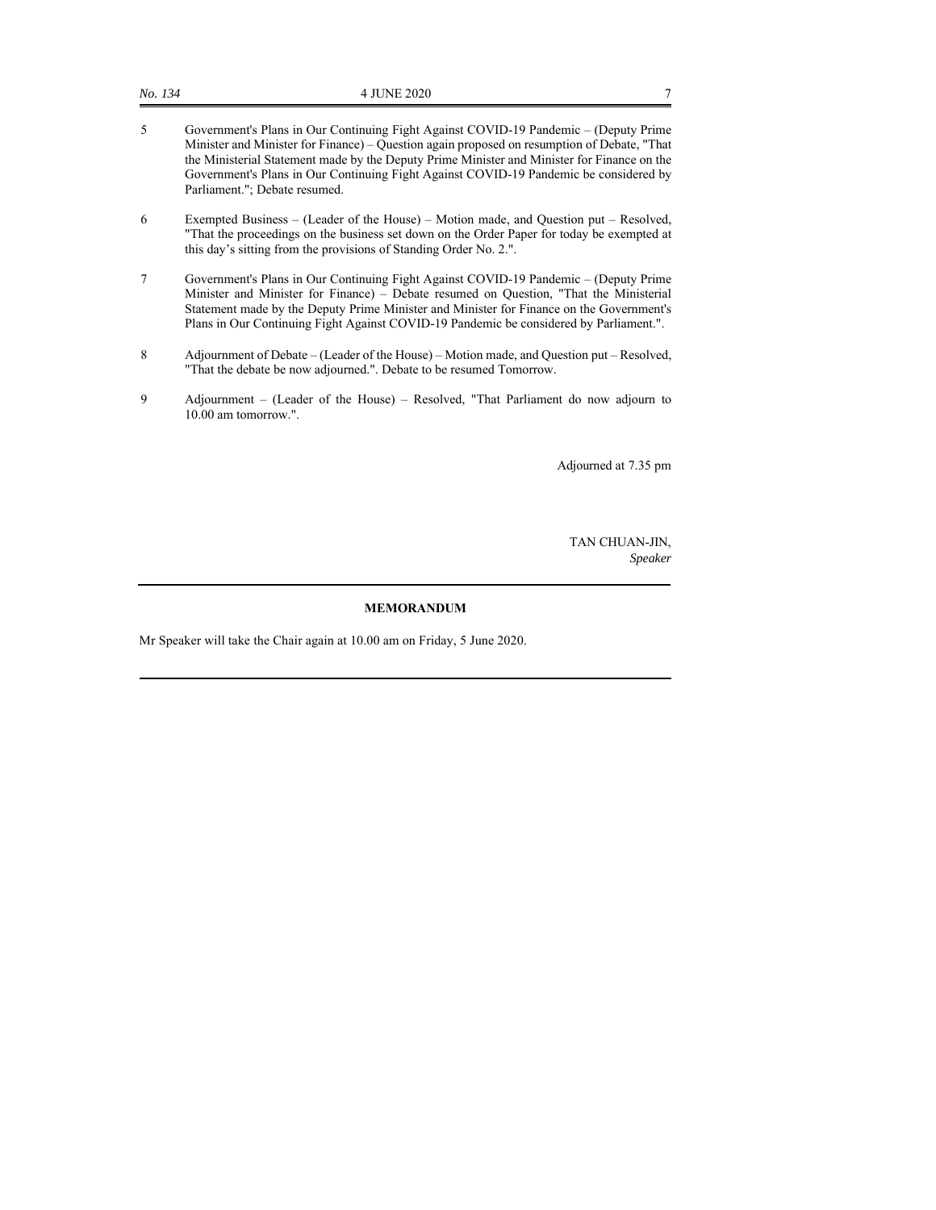5 Government's Plans in Our Continuing Fight Against COVID-19 Pandemic – (Deputy Prime Minister and Minister for Finance) – Question again proposed on resumption of Debate, "That the Ministerial Statement made by the Deputy Prime Minister and Minister for Finance on the Government's Plans in Our Continuing Fight Against COVID-19 Pandemic be considered by Parliament."; Debate resumed.

6 Exempted Business – (Leader of the House) – Motion made, and Question put – Resolved, "That the proceedings on the business set down on the Order Paper for today be exempted at this day's sitting from the provisions of Standing Order No. 2.".

7 Government's Plans in Our Continuing Fight Against COVID-19 Pandemic – (Deputy Prime Minister and Minister for Finance) – Debate resumed on Question, "That the Ministerial Statement made by the Deputy Prime Minister and Minister for Finance on the Government's Plans in Our Continuing Fight Against COVID-19 Pandemic be considered by Parliament.".

8 Adjournment of Debate – (Leader of the House) – Motion made, and Question put – Resolved, "That the debate be now adjourned.". Debate to be resumed Tomorrow.

9 Adjournment – (Leader of the House) – Resolved, "That Parliament do now adjourn to 10.00 am tomorrow.".

Adjourned at 7.35 pm

TAN CHUAN-JIN,
*Speaker*

---

**MEMORANDUM**

Mr Speaker will take the Chair again at 10.00 am on Friday, 5 June 2020.

---